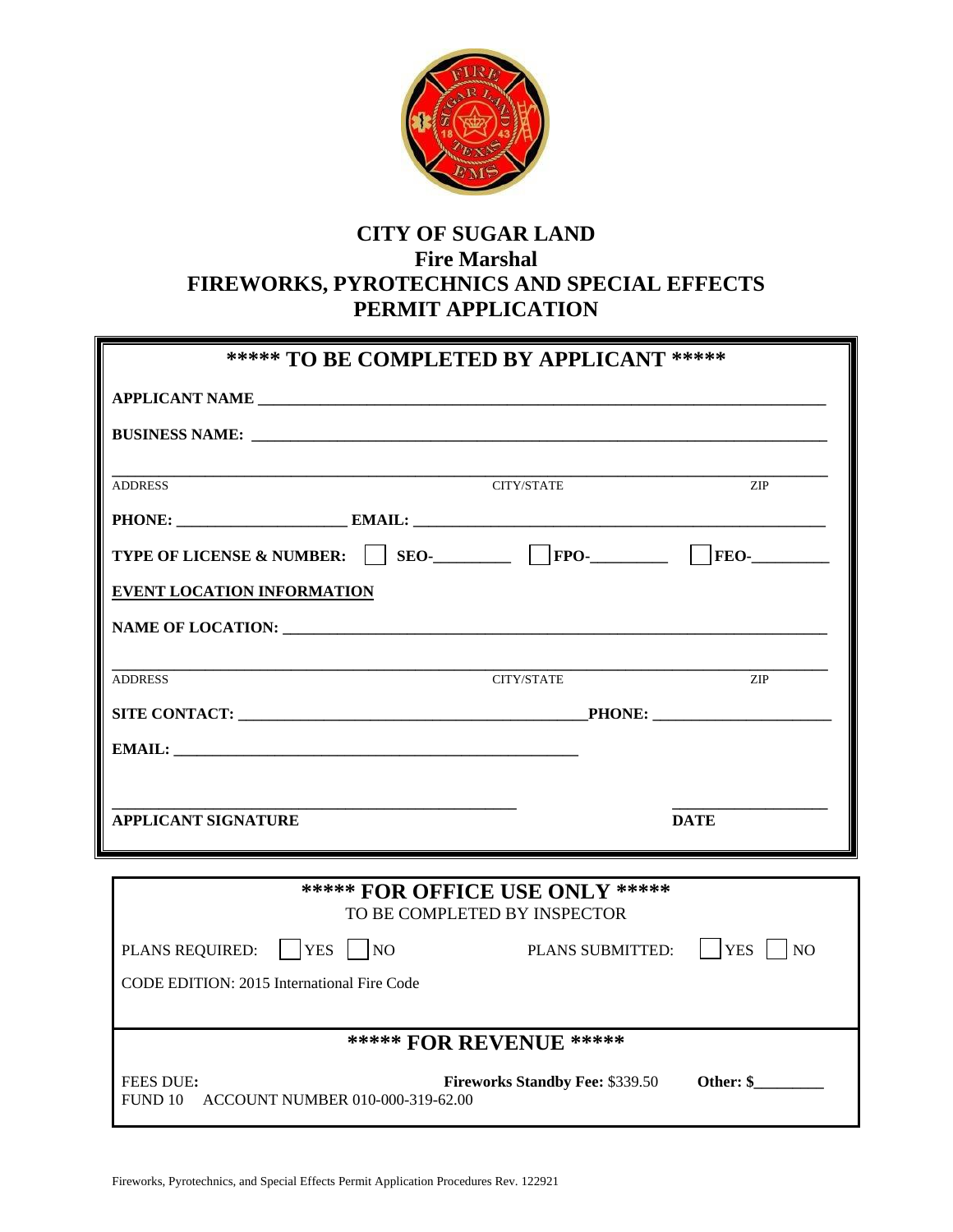# CITY OF SUGAR LAND
## Fire Marshal
## FIREWORKS, PYROTECHNICS AND SPECIAL EFFECTS PERMIT APPLICATION

### ***** TO BE COMPLETED BY APPLICANT *****

**APPLICANT NAME** ______________________________________________

**BUSINESS NAME:** ______________________________________________

______________________________________________

ADDRESS | CITY/STATE | ZIP

**PHONE:** ____________________ **EMAIL:** ____________________

**TYPE OF LICENSE & NUMBER:** ☐ **SEO-**_________ ☐ **FPO-**_________ ☐ **FEO-**_________

**EVENT LOCATION INFORMATION**

**NAME OF LOCATION:** ______________________________________________

______________________________________________

ADDRESS | CITY/STATE | ZIP

**SITE CONTACT:** ______________________________ **PHONE:** ____________________

**EMAIL:** ______________________________

______________________________ ____________________

**APPLICANT SIGNATURE** **DATE**

### ***** FOR OFFICE USE ONLY *****

TO BE COMPLETED BY INSPECTOR

PLANS REQUIRED: ☐ YES ☐ NO PLANS SUBMITTED: ☐ YES ☐ NO

CODE EDITION: 2015 International Fire Code

### ***** FOR REVENUE *****

FEES DUE**:** **Fireworks Standby Fee:** $339.50 **Other: $**________

FUND 10 ACCOUNT NUMBER 010-000-319-62.00

Fireworks, Pyrotechnics, and Special Effects Permit Application Procedures Rev. 122921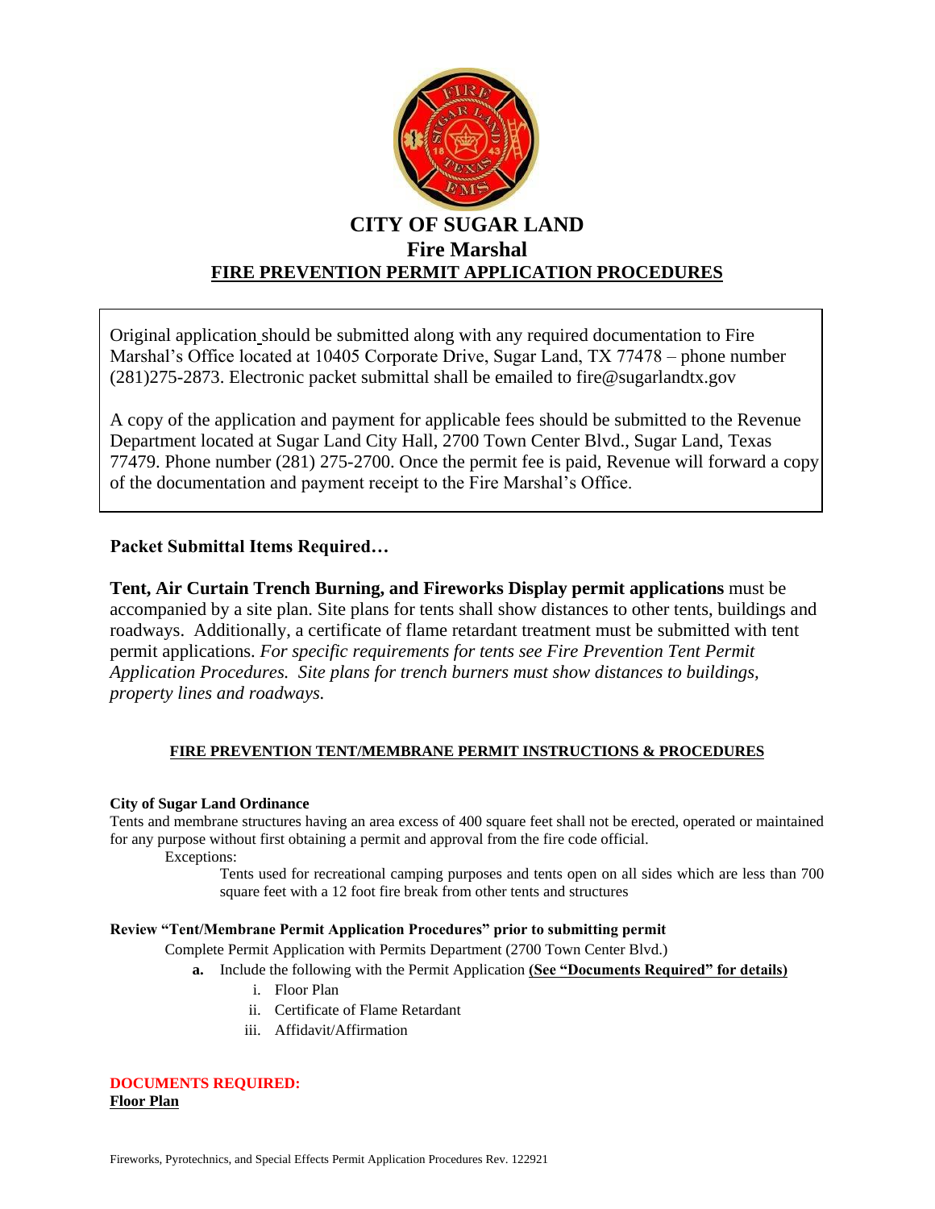# CITY OF SUGAR LAND
## Fire Marshal
## FIRE PREVENTION PERMIT APPLICATION PROCEDURES

Original application should be submitted along with any required documentation to Fire Marshal's Office located at 10405 Corporate Drive, Sugar Land, TX 77478 – phone number (281)275-2873. Electronic packet submittal shall be emailed to fire@sugarlandtx.gov

A copy of the application and payment for applicable fees should be submitted to the Revenue Department located at Sugar Land City Hall, 2700 Town Center Blvd., Sugar Land, Texas 77479. Phone number (281) 275-2700. Once the permit fee is paid, Revenue will forward a copy of the documentation and payment receipt to the Fire Marshal's Office.

### Packet Submittal Items Required…

**Tent, Air Curtain Trench Burning, and Fireworks Display permit applications** must be accompanied by a site plan. Site plans for tents shall show distances to other tents, buildings and roadways. Additionally, a certificate of flame retardant treatment must be submitted with tent permit applications. *For specific requirements for tents see Fire Prevention Tent Permit Application Procedures. Site plans for trench burners must show distances to buildings, property lines and roadways.*

### FIRE PREVENTION TENT/MEMBRANE PERMIT INSTRUCTIONS & PROCEDURES

**City of Sugar Land Ordinance**

Tents and membrane structures having an area excess of 400 square feet shall not be erected, operated or maintained for any purpose without first obtaining a permit and approval from the fire code official.

Exceptions:

Tents used for recreational camping purposes and tents open on all sides which are less than 700 square feet with a 12 foot fire break from other tents and structures

**Review "Tent/Membrane Permit Application Procedures" prior to submitting permit**

Complete Permit Application with Permits Department (2700 Town Center Blvd.)

**a.** Include the following with the Permit Application **(See "Documents Required" for details)**

i. Floor Plan

ii. Certificate of Flame Retardant

iii. Affidavit/Affirmation

**DOCUMENTS REQUIRED:**

**Floor Plan**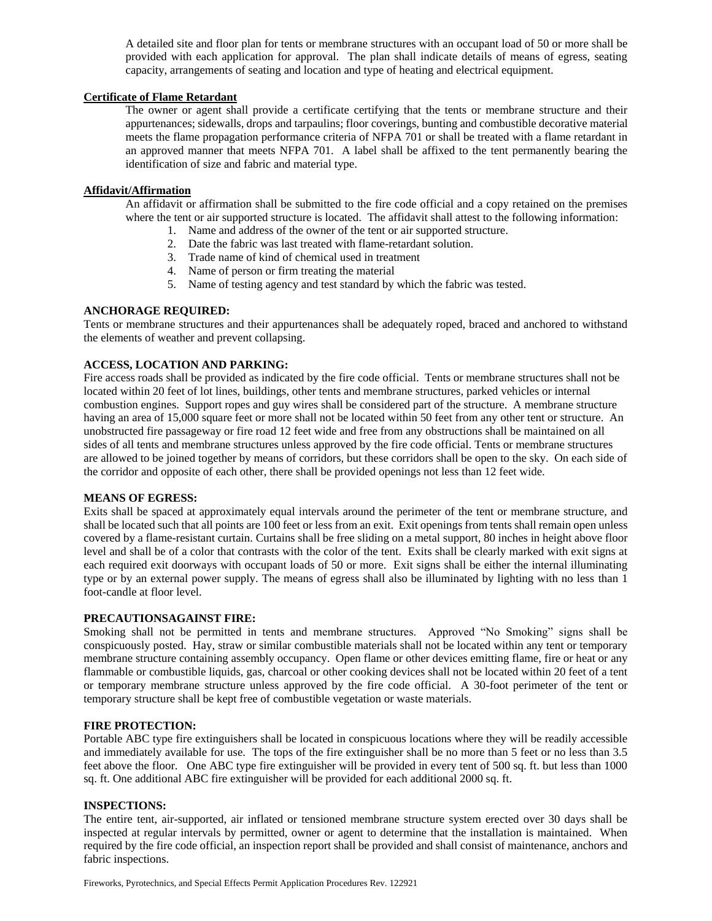A detailed site and floor plan for tents or membrane structures with an occupant load of 50 or more shall be provided with each application for approval. The plan shall indicate details of means of egress, seating capacity, arrangements of seating and location and type of heating and electrical equipment.

**Certificate of Flame Retardant**

The owner or agent shall provide a certificate certifying that the tents or membrane structure and their appurtenances; sidewalls, drops and tarpaulins; floor coverings, bunting and combustible decorative material meets the flame propagation performance criteria of NFPA 701 or shall be treated with a flame retardant in an approved manner that meets NFPA 701. A label shall be affixed to the tent permanently bearing the identification of size and fabric and material type.

**Affidavit/Affirmation**

An affidavit or affirmation shall be submitted to the fire code official and a copy retained on the premises where the tent or air supported structure is located. The affidavit shall attest to the following information:

1. Name and address of the owner of the tent or air supported structure.
2. Date the fabric was last treated with flame-retardant solution.
3. Trade name of kind of chemical used in treatment
4. Name of person or firm treating the material
5. Name of testing agency and test standard by which the fabric was tested.

**ANCHORAGE REQUIRED:**

Tents or membrane structures and their appurtenances shall be adequately roped, braced and anchored to withstand the elements of weather and prevent collapsing.

**ACCESS, LOCATION AND PARKING:**

Fire access roads shall be provided as indicated by the fire code official. Tents or membrane structures shall not be located within 20 feet of lot lines, buildings, other tents and membrane structures, parked vehicles or internal combustion engines. Support ropes and guy wires shall be considered part of the structure. A membrane structure having an area of 15,000 square feet or more shall not be located within 50 feet from any other tent or structure. An unobstructed fire passageway or fire road 12 feet wide and free from any obstructions shall be maintained on all sides of all tents and membrane structures unless approved by the fire code official. Tents or membrane structures are allowed to be joined together by means of corridors, but these corridors shall be open to the sky. On each side of the corridor and opposite of each other, there shall be provided openings not less than 12 feet wide.

**MEANS OF EGRESS:**

Exits shall be spaced at approximately equal intervals around the perimeter of the tent or membrane structure, and shall be located such that all points are 100 feet or less from an exit. Exit openings from tents shall remain open unless covered by a flame-resistant curtain. Curtains shall be free sliding on a metal support, 80 inches in height above floor level and shall be of a color that contrasts with the color of the tent. Exits shall be clearly marked with exit signs at each required exit doorways with occupant loads of 50 or more. Exit signs shall be either the internal illuminating type or by an external power supply. The means of egress shall also be illuminated by lighting with no less than 1 foot-candle at floor level.

**PRECAUTIONSAGAINST FIRE:**

Smoking shall not be permitted in tents and membrane structures. Approved "No Smoking" signs shall be conspicuously posted. Hay, straw or similar combustible materials shall not be located within any tent or temporary membrane structure containing assembly occupancy. Open flame or other devices emitting flame, fire or heat or any flammable or combustible liquids, gas, charcoal or other cooking devices shall not be located within 20 feet of a tent or temporary membrane structure unless approved by the fire code official. A 30-foot perimeter of the tent or temporary structure shall be kept free of combustible vegetation or waste materials.

**FIRE PROTECTION:**

Portable ABC type fire extinguishers shall be located in conspicuous locations where they will be readily accessible and immediately available for use. The tops of the fire extinguisher shall be no more than 5 feet or no less than 3.5 feet above the floor. One ABC type fire extinguisher will be provided in every tent of 500 sq. ft. but less than 1000 sq. ft. One additional ABC fire extinguisher will be provided for each additional 2000 sq. ft.

**INSPECTIONS:**

The entire tent, air-supported, air inflated or tensioned membrane structure system erected over 30 days shall be inspected at regular intervals by permitted, owner or agent to determine that the installation is maintained. When required by the fire code official, an inspection report shall be provided and shall consist of maintenance, anchors and fabric inspections.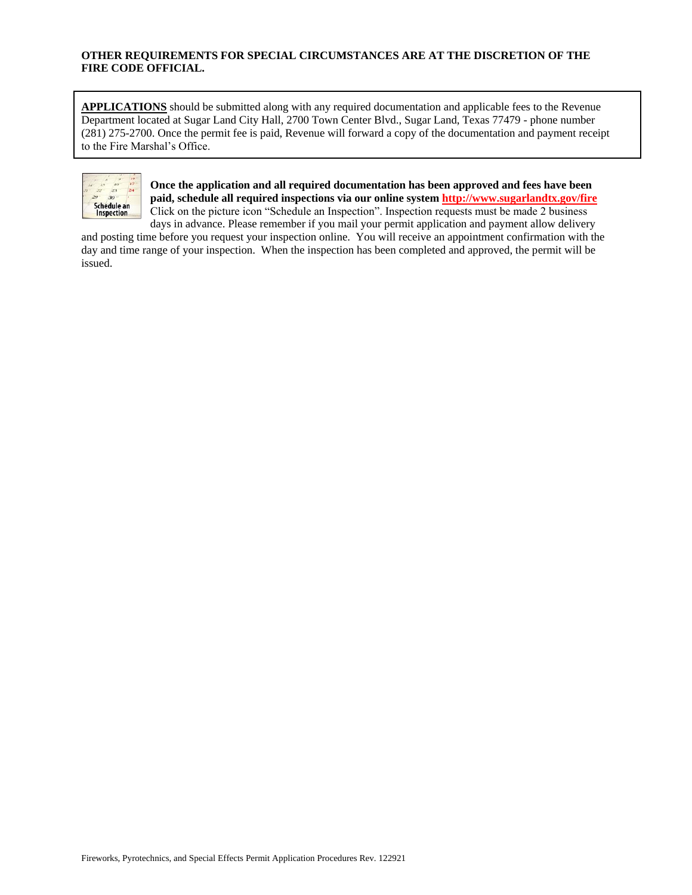**OTHER REQUIREMENTS FOR SPECIAL CIRCUMSTANCES ARE AT THE DISCRETION OF THE FIRE CODE OFFICIAL.**

**APPLICATIONS** should be submitted along with any required documentation and applicable fees to the Revenue Department located at Sugar Land City Hall, 2700 Town Center Blvd., Sugar Land, Texas 77479 - phone number (281) 275-2700. Once the permit fee is paid, Revenue will forward a copy of the documentation and payment receipt to the Fire Marshal's Office.

**Once the application and all required documentation has been approved and fees have been paid, schedule all required inspections via our online system http://www.sugarlandtx.gov/fire** Click on the picture icon "Schedule an Inspection". Inspection requests must be made 2 business days in advance. Please remember if you mail your permit application and payment allow delivery and posting time before you request your inspection online. You will receive an appointment confirmation with the day and time range of your inspection. When the inspection has been completed and approved, the permit will be issued.

Fireworks, Pyrotechnics, and Special Effects Permit Application Procedures Rev. 122921